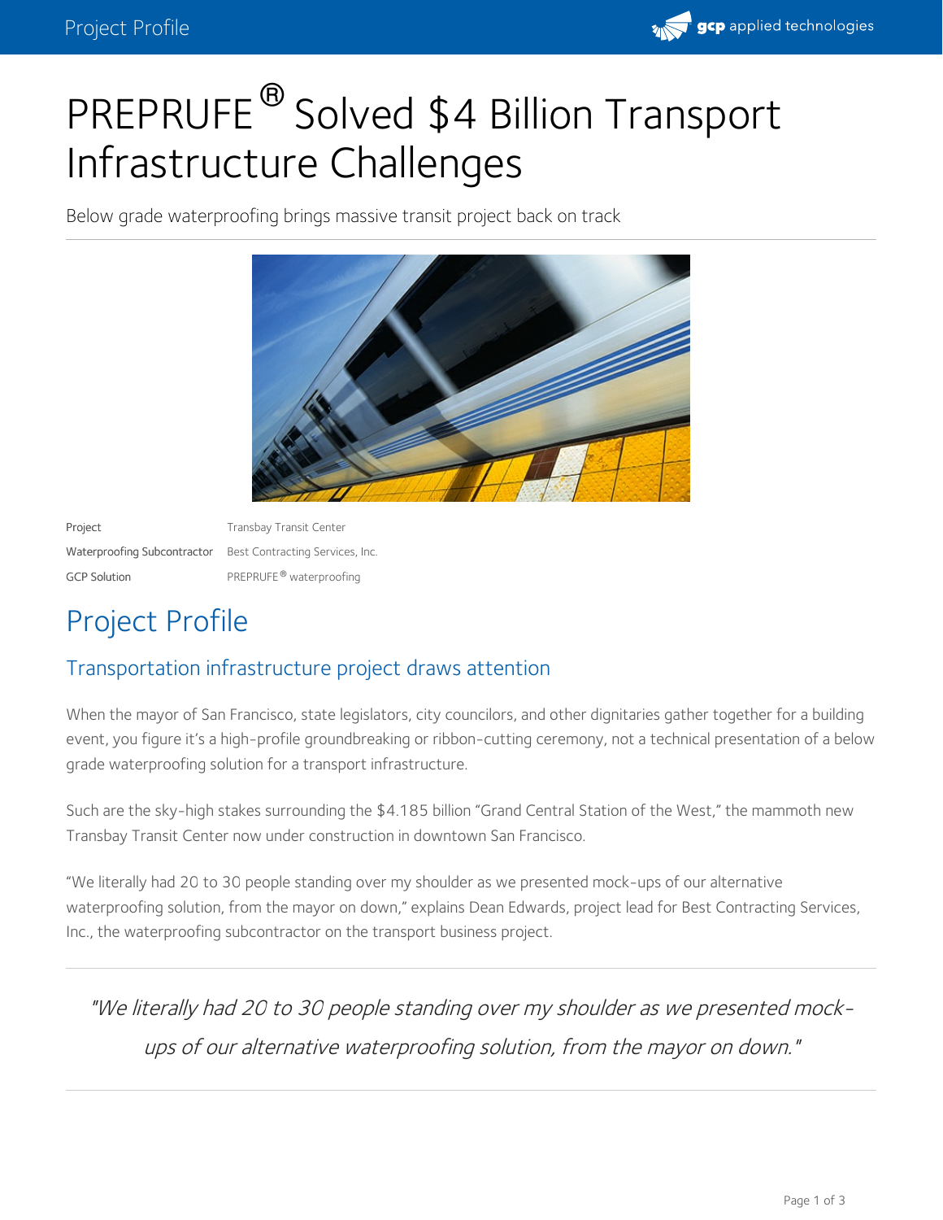# PREPRUFE® Solved $4 Billion Transport Infrastructure Challenges

Below grade waterproofing brings massive transit project back on track

| | |
|---|---|
| Project | Transbay Transit Center |
| Waterproofing Subcontractor | Best Contracting Services, Inc. |
| GCP Solution | PREPRUFE® waterproofing |

## Project Profile

### Transportation infrastructure project draws attention

When the mayor of San Francisco, state legislators, city councilors, and other dignitaries gather together for a building event, you figure it's a high-profile groundbreaking or ribbon-cutting ceremony, not a technical presentation of a below grade waterproofing solution for a transport infrastructure.

Such are the sky-high stakes surrounding the $4.185 billion "Grand Central Station of the West," the mammoth new Transbay Transit Center now under construction in downtown San Francisco.

"We literally had 20 to 30 people standing over my shoulder as we presented mock-ups of our alternative waterproofing solution, from the mayor on down," explains Dean Edwards, project lead for Best Contracting Services, Inc., the waterproofing subcontractor on the transport business project.

> *"We literally had 20 to 30 people standing over my shoulder as we presented mock-ups of our alternative waterproofing solution, from the mayor on down."*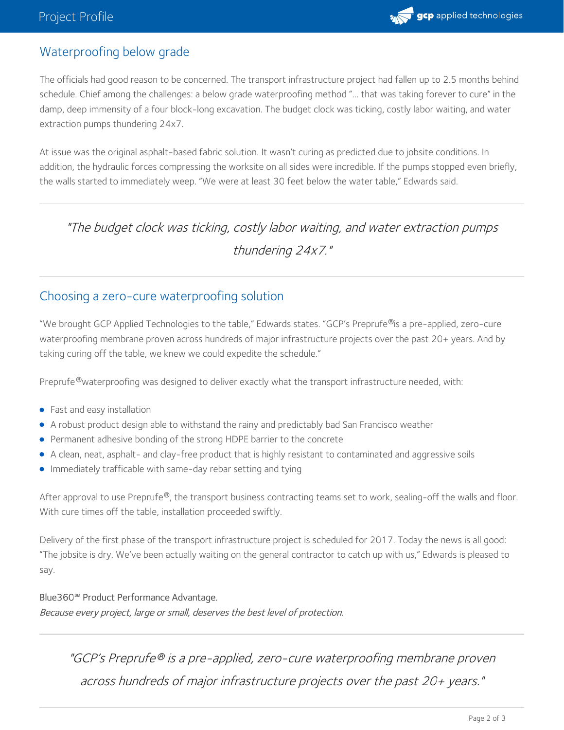## Waterproofing below grade

The officials had good reason to be concerned. The transport infrastructure project had fallen up to 2.5 months behind schedule. Chief among the challenges: a below grade waterproofing method "… that was taking forever to cure" in the damp, deep immensity of a four block-long excavation. The budget clock was ticking, costly labor waiting, and water extraction pumps thundering 24x7.

At issue was the original asphalt-based fabric solution. It wasn't curing as predicted due to jobsite conditions. In addition, the hydraulic forces compressing the worksite on all sides were incredible. If the pumps stopped even briefly, the walls started to immediately weep. "We were at least 30 feet below the water table," Edwards said.

---

*"The budget clock was ticking, costly labor waiting, and water extraction pumps thundering 24x7."*

---

## Choosing a zero-cure waterproofing solution

"We brought GCP Applied Technologies to the table," Edwards states. "GCP's Preprufe®is a pre-applied, zero-cure waterproofing membrane proven across hundreds of major infrastructure projects over the past 20+ years. And by taking curing off the table, we knew we could expedite the schedule."

Preprufe®waterproofing was designed to deliver exactly what the transport infrastructure needed, with:

- Fast and easy installation
- A robust product design able to withstand the rainy and predictably bad San Francisco weather
- Permanent adhesive bonding of the strong HDPE barrier to the concrete
- A clean, neat, asphalt- and clay-free product that is highly resistant to contaminated and aggressive soils
- Immediately trafficable with same-day rebar setting and tying

After approval to use Preprufe®, the transport business contracting teams set to work, sealing-off the walls and floor. With cure times off the table, installation proceeded swiftly.

Delivery of the first phase of the transport infrastructure project is scheduled for 2017. Today the news is all good: "The jobsite is dry. We've been actually waiting on the general contractor to catch up with us," Edwards is pleased to say.

Blue360℠ Product Performance Advantage.
*Because every project, large or small, deserves the best level of protection.*

---

*"GCP's Preprufe® is a pre-applied, zero-cure waterproofing membrane proven across hundreds of major infrastructure projects over the past 20+ years."*

---